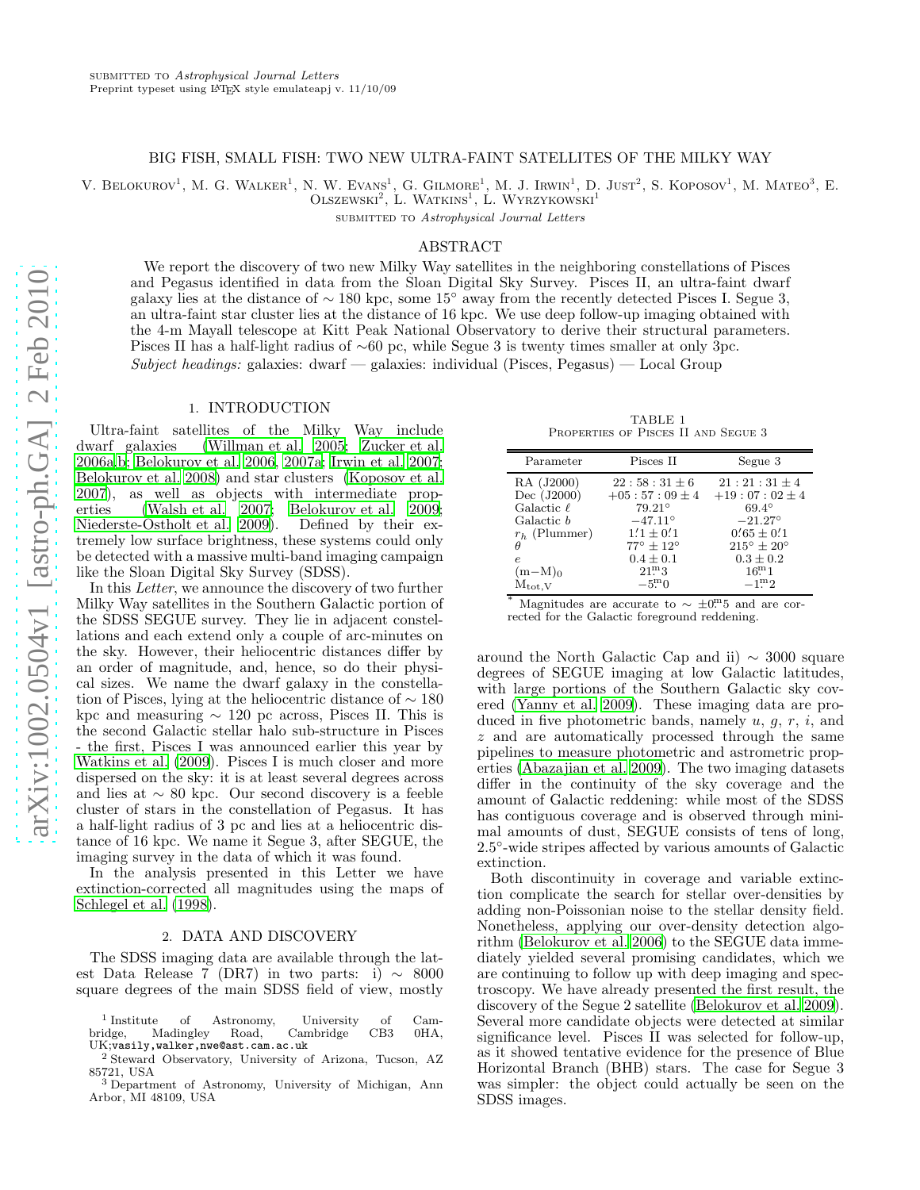submitted to *Astrophysical Journal Letters*
Preprint typeset using LaTeX style emulateapj v. 11/10/09

# BIG FISH, SMALL FISH: TWO NEW ULTRA-FAINT SATELLITES OF THE MILKY WAY

V. Belokurov[1], M. G. Walker[1], N. W. Evans[1], G. Gilmore[1], M. J. Irwin[1], D. Just[2], S. Koposov[1], M. Mateo[3], E. Olszewski[2], L. Watkins[1], L. Wyrzykowski[1]

submitted to *Astrophysical Journal Letters*

## ABSTRACT

We report the discovery of two new Milky Way satellites in the neighboring constellations of Pisces and Pegasus identified in data from the Sloan Digital Sky Survey. Pisces II, an ultra-faint dwarf galaxy lies at the distance of $\sim$ 180 kpc, some 15° away from the recently detected Pisces I. Segue 3, an ultra-faint star cluster lies at the distance of 16 kpc. We use deep follow-up imaging obtained with the 4-m Mayall telescope at Kitt Peak National Observatory to derive their structural parameters. Pisces II has a half-light radius of $\sim$60 pc, while Segue 3 is twenty times smaller at only 3pc.

*Subject headings:* galaxies: dwarf — galaxies: individual (Pisces, Pegasus) — Local Group

## 1. INTRODUCTION

Ultra-faint satellites of the Milky Way include dwarf galaxies (Willman et al. 2005; Zucker et al. 2006a,b; Belokurov et al. 2006, 2007a; Irwin et al. 2007; Belokurov et al. 2008) and star clusters (Koposov et al. 2007), as well as objects with intermediate properties (Walsh et al. 2007; Belokurov et al. 2009; Niederste-Ostholt et al. 2009). Defined by their extremely low surface brightness, these systems could only be detected with a massive multi-band imaging campaign like the Sloan Digital Sky Survey (SDSS).

In this *Letter*, we announce the discovery of two further Milky Way satellites in the Southern Galactic portion of the SDSS SEGUE survey. They lie in adjacent constellations and each extend only a couple of arc-minutes on the sky. However, their heliocentric distances differ by an order of magnitude, and, hence, so do their physical sizes. We name the dwarf galaxy in the constellation of Pisces, lying at the heliocentric distance of $\sim$ 180 kpc and measuring $\sim$ 120 pc across, Pisces II. This is the second Galactic stellar halo sub-structure in Pisces - the first, Pisces I was announced earlier this year by Watkins et al. (2009). Pisces I is much closer and more dispersed on the sky: it is at least several degrees across and lies at $\sim$ 80 kpc. Our second discovery is a feeble cluster of stars in the constellation of Pegasus. It has a half-light radius of 3 pc and lies at a heliocentric distance of 16 kpc. We name it Segue 3, after SEGUE, the imaging survey in the data of which it was found.

In the analysis presented in this Letter we have extinction-corrected all magnitudes using the maps of Schlegel et al. (1998).

TABLE 1
Properties of Pisces II and Segue 3

| Parameter | Pisces II | Segue 3 |
|---|---|---|
| RA (J2000) | $22:58:31 \pm 6$ | $21:21:31 \pm 4$ |
| Dec (J2000) | $+05:57:09 \pm 4$ | $+19:07:02 \pm 4$ |
| Galactic $\ell$ | 79.21° | 69.4° |
| Galactic $b$ | −47.11° | −21.27° |
| $r_h$ (Plummer) | $1.'1 \pm 0.'1$ | $0.'65 \pm 0.'1$ |
| $\theta$ | $77° \pm 12°$ | $215° \pm 20°$ |
| $e$ | $0.4 \pm 0.1$ | $0.3 \pm 0.2$ |
| $(m-M)_0$ | $21.^{m}3$ | $16.^{m}1$ |
| $M_{tot,V}$ | $-5.^{m}0$ | $-1.^{m}2$ |

* Magnitudes are accurate to $\sim \pm 0.^{m}5$ and are corrected for the Galactic foreground reddening.

## 2. DATA AND DISCOVERY

The SDSS imaging data are available through the latest Data Release 7 (DR7) in two parts: i) $\sim$ 8000 square degrees of the main SDSS field of view, mostly around the North Galactic Cap and ii) $\sim$ 3000 square degrees of SEGUE imaging at low Galactic latitudes, with large portions of the Southern Galactic sky covered (Yanny et al. 2009). These imaging data are produced in five photometric bands, namely $u$, $g$, $r$, $i$, and $z$ and are automatically processed through the same pipelines to measure photometric and astrometric properties (Abazajian et al. 2009). The two imaging datasets differ in the continuity of the sky coverage and the amount of Galactic reddening: while most of the SDSS has contiguous coverage and is observed through minimal amounts of dust, SEGUE consists of tens of long, 2.5°-wide stripes affected by various amounts of Galactic extinction.

Both discontinuity in coverage and variable extinction complicate the search for stellar over-densities by adding non-Poissonian noise to the stellar density field. Nonetheless, applying our over-density detection algorithm (Belokurov et al. 2006) to the SEGUE data immediately yielded several promising candidates, which we are continuing to follow up with deep imaging and spectroscopy. We have already presented the first result, the discovery of the Segue 2 satellite (Belokurov et al. 2009). Several more candidate objects were detected at similar significance level. Pisces II was selected for follow-up, as it showed tentative evidence for the presence of Blue Horizontal Branch (BHB) stars. The case for Segue 3 was simpler: the object could actually be seen on the SDSS images.

[1] Institute of Astronomy, University of Cambridge, Madingley Road, Cambridge CB3 0HA, UK;vasily,walker,nwe@ast.cam.ac.uk
[2] Steward Observatory, University of Arizona, Tucson, AZ 85721, USA
[3] Department of Astronomy, University of Michigan, Ann Arbor, MI 48109, USA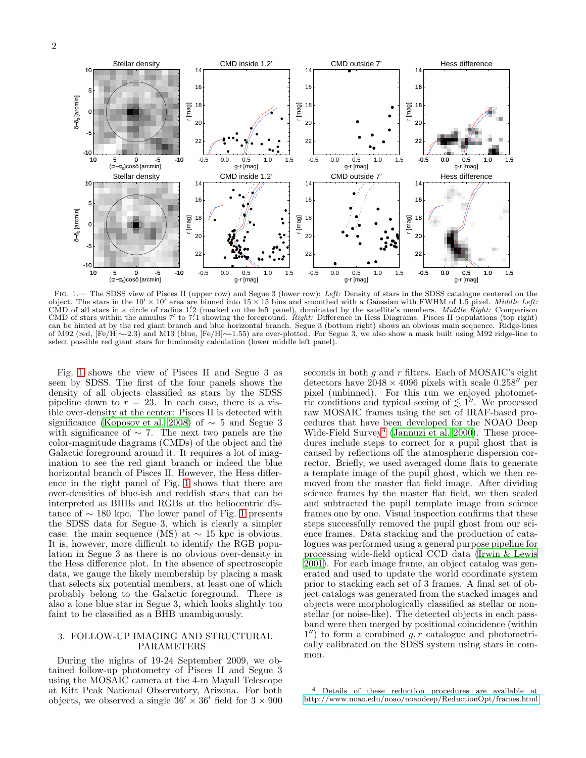Fig. 1.— The SDSS view of Pisces II (upper row) and Segue 3 (lower row): *Left:* Density of stars in the SDSS catalogue centered on the object. The stars in the $10' \times 10'$ area are binned into $15 \times 15$ bins and smoothed with a Gaussian with FWHM of 1.5 pixel. *Middle Left:* CMD of all stars in a circle of radius $1'.2$ (marked on the left panel), dominated by the satellite's members. *Middle Right:* Comparison CMD of stars within the annulus $7'$ to $7'.1$ showing the foreground. *Right:* Difference in Hess Diagrams. Pisces II populations (top right) can be hinted at by the red giant branch and blue horizontal branch. Segue 3 (bottom right) shows an obvious main sequence. Ridge-lines of M92 (red, [Fe/H]∼-2.3) and M13 (blue, [Fe/H]∼-1.55) are over-plotted. For Segue 3, we also show a mask built using M92 ridge-line to select possible red giant stars for luminosity calculation (lower middle left panel).

Fig. 1 shows the view of Pisces II and Segue 3 as seen by SDSS. The first of the four panels shows the density of all objects classified as stars by the SDSS pipeline down to $r = 23$. In each case, there is a visible over-density at the center: Pisces II is detected with significance (Koposov et al. 2008) of $\sim 5$ and Segue 3 with significance of $\sim 7$. The next two panels are the color-magnitude diagrams (CMDs) of the object and the Galactic foreground around it. It requires a lot of imagination to see the red giant branch or indeed the blue horizontal branch of Pisces II. However, the Hess difference in the right panel of Fig. 1 shows that there are over-densities of blue-ish and reddish stars that can be interpreted as BHBs and RGBs at the heliocentric distance of $\sim 180$ kpc. The lower panel of Fig. 1 presents the SDSS data for Segue 3, which is clearly a simpler case: the main sequence (MS) at $\sim 15$ kpc is obvious. It is, however, more difficult to identify the RGB population in Segue 3 as there is no obvious over-density in the Hess difference plot. In the absence of spectroscopic data, we gauge the likely membership by placing a mask that selects six potential members, at least one of which probably belong to the Galactic foreground. There is also a lone blue star in Segue 3, which looks slightly too faint to be classified as a BHB unambiguously.

## 3. FOLLOW-UP IMAGING AND STRUCTURAL PARAMETERS

During the nights of 19-24 September 2009, we obtained follow-up photometry of Pisces II and Segue 3 using the MOSAIC camera at the 4-m Mayall Telescope at Kitt Peak National Observatory, Arizona. For both objects, we observed a single $36' \times 36'$ field for $3 \times 900$ seconds in both $g$ and $r$ filters. Each of MOSAIC's eight detectors have $2048 \times 4096$ pixels with scale $0.258''$ per pixel (unbinned). For this run we enjoyed photometric conditions and typical seeing of $\lesssim 1''$. We processed raw MOSAIC frames using the set of IRAF-based procedures that have been developed for the NOAO Deep Wide-Field Survey[4] (Jannuzi et al. 2000). These procedures include steps to correct for a pupil ghost that is caused by reflections off the atmospheric dispersion corrector. Briefly, we used averaged dome flats to generate a template image of the pupil ghost, which we then removed from the master flat field image. After dividing science frames by the master flat field, we then scaled and subtracted the pupil template image from science frames one by one. Visual inspection confirms that these steps successfully removed the pupil ghost from our science frames. Data stacking and the production of catalogues was performed using a general purpose pipeline for processing wide-field optical CCD data (Irwin & Lewis 2001). For each image frame, an object catalog was generated and used to update the world coordinate system prior to stacking each set of 3 frames. A final set of object catalogs was generated from the stacked images and objects were morphologically classified as stellar or non-stellar (or noise-like). The detected objects in each passband were then merged by positional coincidence (within $1''$) to form a combined $g, r$ catalogue and photometrically calibrated on the SDSS system using stars in common.

[4] Details of these reduction procedures are available at http://www.noao.edu/noao/noaodeep/ReductionOpt/frames.html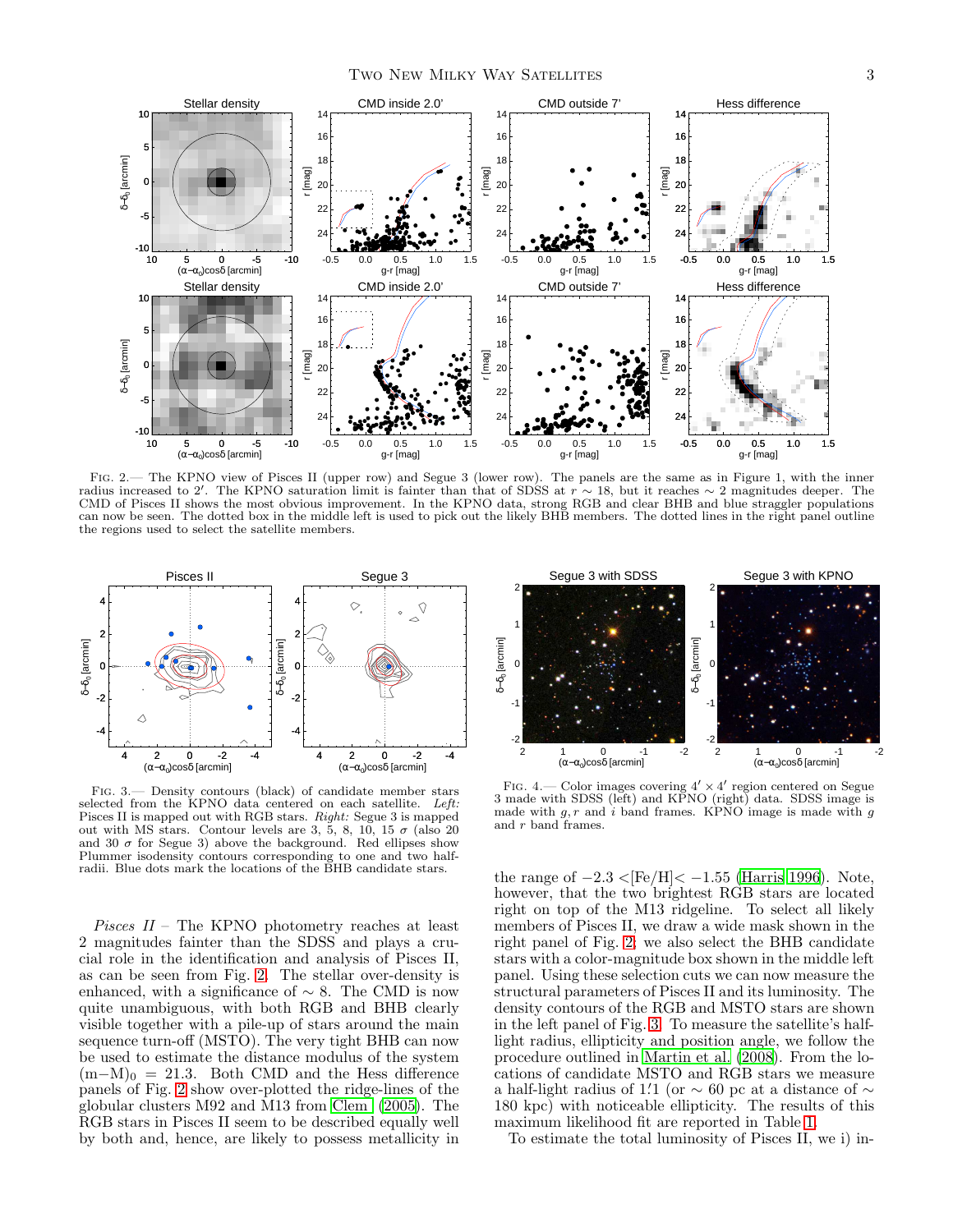Fig. 2.— The KPNO view of Pisces II (upper row) and Segue 3 (lower row). The panels are the same as in Figure 1, with the inner radius increased to 2′. The KPNO saturation limit is fainter than that of SDSS at $r \sim 18$, but it reaches $\sim 2$ magnitudes deeper. The CMD of Pisces II shows the most obvious improvement. In the KPNO data, strong RGB and clear BHB and blue straggler populations can now be seen. The dotted box in the middle left is used to pick out the likely BHB members. The dotted lines in the right panel outline the regions used to select the satellite members.

Fig. 3.— Density contours (black) of candidate member stars selected from the KPNO data centered on each satellite. *Left:* Pisces II is mapped out with RGB stars. *Right:* Segue 3 is mapped out with MS stars. Contour levels are 3, 5, 8, 10, 15 $\sigma$ (also 20 and 30 $\sigma$ for Segue 3) above the background. Red ellipses show Plummer isodensity contours corresponding to one and two half-radii. Blue dots mark the locations of the BHB candidate stars.

Fig. 4.— Color images covering $4' \times 4'$ region centered on Segue 3 made with SDSS (left) and KPNO (right) data. SDSS image is made with $g, r$ and $i$ band frames. KPNO image is made with $g$ and $r$ band frames.

*Pisces II* – The KPNO photometry reaches at least 2 magnitudes fainter than the SDSS and plays a crucial role in the identification and analysis of Pisces II, as can be seen from Fig. 2. The stellar over-density is enhanced, with a significance of $\sim 8$. The CMD is now quite unambiguous, with both RGB and BHB clearly visible together with a pile-up of stars around the main sequence turn-off (MSTO). The very tight BHB can now be used to estimate the distance modulus of the system $(m-M)_0 = 21.3$. Both CMD and the Hess difference panels of Fig. 2 show over-plotted the ridge-lines of the globular clusters M92 and M13 from Clem (2005). The RGB stars in Pisces II seem to be described equally well by both and, hence, are likely to possess metallicity in the range of $-2.3 <$[Fe/H]$< -1.55$ (Harris 1996). Note, however, that the two brightest RGB stars are located right on top of the M13 ridgeline. To select all likely members of Pisces II, we draw a wide mask shown in the right panel of Fig. 2; we also select the BHB candidate stars with a color-magnitude box shown in the middle left panel. Using these selection cuts we can now measure the structural parameters of Pisces II and its luminosity. The density contours of the RGB and MSTO stars are shown in the left panel of Fig. 3. To measure the satellite's half-light radius, ellipticity and position angle, we follow the procedure outlined in Martin et al. (2008). From the locations of candidate MSTO and RGB stars we measure a half-light radius of 1.′1 (or $\sim 60$ pc at a distance of $\sim 180$ kpc) with noticeable ellipticity. The results of this maximum likelihood fit are reported in Table 1.

To estimate the total luminosity of Pisces II, we i) in-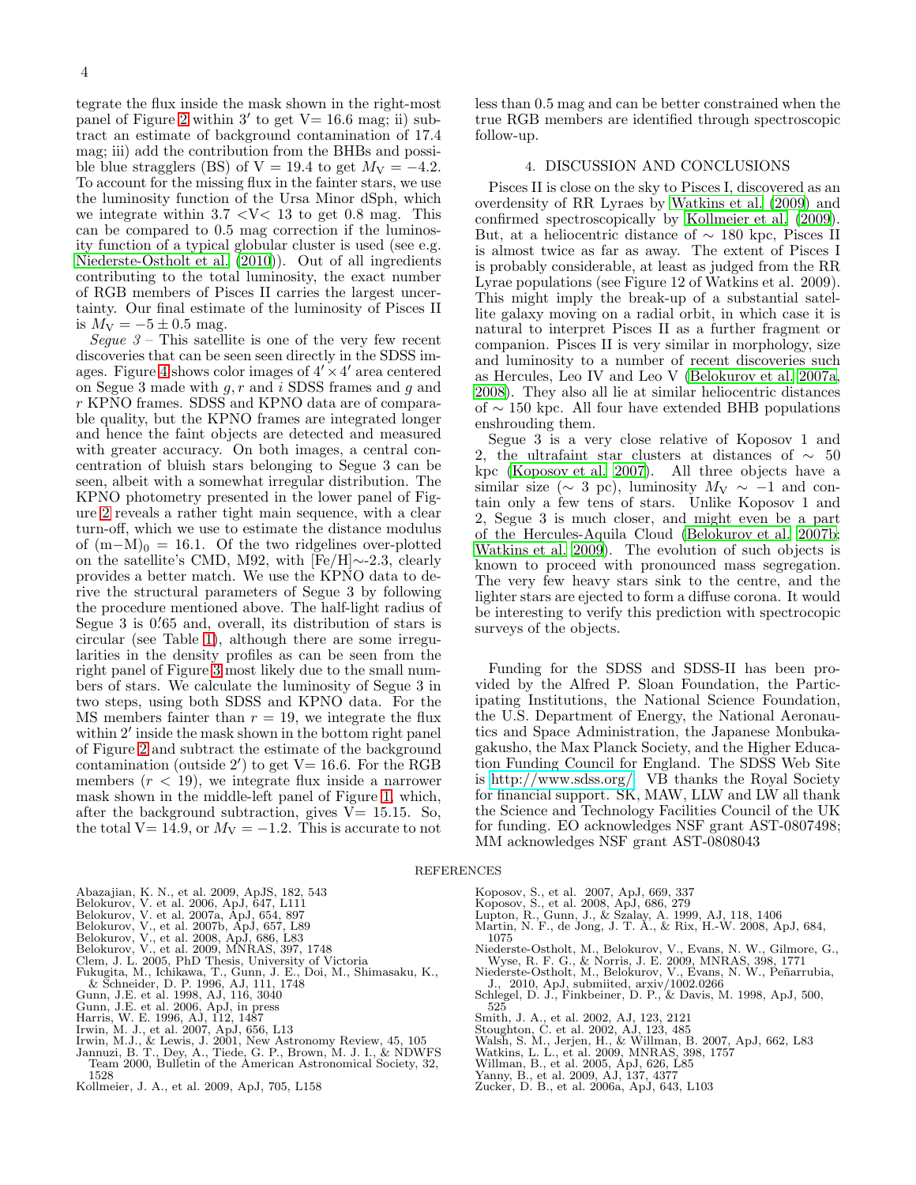tegrate the flux inside the mask shown in the right-most panel of Figure 2 within 3′ to get V= 16.6 mag; ii) subtract an estimate of background contamination of 17.4 mag; iii) add the contribution from the BHBs and possible blue stragglers (BS) of V = 19.4 to get $M_V = -4.2$. To account for the missing flux in the fainter stars, we use the luminosity function of the Ursa Minor dSph, which we integrate within 3.7 <V< 13 to get 0.8 mag. This can be compared to 0.5 mag correction if the luminosity function of a typical globular cluster is used (see e.g. Niederste-Ostholt et al. (2010)). Out of all ingredients contributing to the total luminosity, the exact number of RGB members of Pisces II carries the largest uncertainty. Our final estimate of the luminosity of Pisces II is $M_V = -5 \pm 0.5$ mag.

*Segue 3* – This satellite is one of the very few recent discoveries that can be seen directly in the SDSS images. Figure 4 shows color images of 4′ × 4′ area centered on Segue 3 made with *g*, *r* and *i* SDSS frames and *g* and *r* KPNO frames. SDSS and KPNO data are of comparable quality, but the KPNO frames are integrated longer and hence the faint objects are detected and measured with greater accuracy. On both images, a central concentration of bluish stars belonging to Segue 3 can be seen, albeit with a somewhat irregular distribution. The KPNO photometry presented in the lower panel of Figure 2 reveals a rather tight main sequence, with a clear turn-off, which we use to estimate the distance modulus of $(m-M)_0 = 16.1$. Of the two ridgelines over-plotted on the satellite's CMD, M92, with [Fe/H]∼-2.3, clearly provides a better match. We use the KPNO data to derive the structural parameters of Segue 3 by following the procedure mentioned above. The half-light radius of Segue 3 is 0.′65 and, overall, its distribution of stars is circular (see Table 1), although there are some irregularities in the density profiles as can be seen from the right panel of Figure 3 most likely due to the small numbers of stars. We calculate the luminosity of Segue 3 in two steps, using both SDSS and KPNO data. For the MS members fainter than $r = 19$, we integrate the flux within 2′ inside the mask shown in the bottom right panel of Figure 2 and subtract the estimate of the background contamination (outside 2′) to get V= 16.6. For the RGB members ($r < 19$), we integrate flux inside a narrower mask shown in the middle-left panel of Figure 1, which, after the background subtraction, gives V= 15.15. So, the total V= 14.9, or $M_V = -1.2$. This is accurate to not less than 0.5 mag and can be better constrained when the true RGB members are identified through spectroscopic follow-up.

## 4. DISCUSSION AND CONCLUSIONS

Pisces II is close on the sky to Pisces I, discovered as an overdensity of RR Lyraes by Watkins et al. (2009) and confirmed spectroscopically by Kollmeier et al. (2009). But, at a heliocentric distance of ∼ 180 kpc, Pisces II is almost twice as far as away. The extent of Pisces I is probably considerable, at least as judged from the RR Lyrae populations (see Figure 12 of Watkins et al. 2009). This might imply the break-up of a substantial satellite galaxy moving on a radial orbit, in which case it is natural to interpret Pisces II as a further fragment or companion. Pisces II is very similar in morphology, size and luminosity to a number of recent discoveries such as Hercules, Leo IV and Leo V (Belokurov et al. 2007a, 2008). They also all lie at similar heliocentric distances of ∼ 150 kpc. All four have extended BHB populations enshrouding them.

Segue 3 is a very close relative of Koposov 1 and 2, the ultrafaint star clusters at distances of ∼ 50 kpc (Koposov et al. 2007). All three objects have a similar size (∼ 3 pc), luminosity $M_V \sim -1$ and contain only a few tens of stars. Unlike Koposov 1 and 2, Segue 3 is much closer, and might even be a part of the Hercules-Aquila Cloud (Belokurov et al. 2007b; Watkins et al. 2009). The evolution of such objects is known to proceed with pronounced mass segregation. The very few heavy stars sink to the centre, and the lighter stars are ejected to form a diffuse corona. It would be interesting to verify this prediction with spectrocopic surveys of the objects.

Funding for the SDSS and SDSS-II has been provided by the Alfred P. Sloan Foundation, the Participating Institutions, the National Science Foundation, the U.S. Department of Energy, the National Aeronautics and Space Administration, the Japanese Monbukagakusho, the Max Planck Society, and the Higher Education Funding Council for England. The SDSS Web Site is http://www.sdss.org/. VB thanks the Royal Society for financial support. SK, MAW, LLW and LW all thank the Science and Technology Facilities Council of the UK for funding. EO acknowledges NSF grant AST-0807498; MM acknowledges NSF grant AST-0808043

## REFERENCES

Abazajian, K. N., et al. 2009, ApJS, 182, 543
Belokurov, V. et al. 2006, ApJ, 647, L111
Belokurov, V. et al. 2007a, ApJ, 654, 897
Belokurov, V., et al. 2007b, ApJ, 657, L89
Belokurov, V., et al. 2008, ApJ, 686, L83
Belokurov, V., et al. 2009, MNRAS, 397, 1748
Clem, J. L. 2005, PhD Thesis, University of Victoria
Fukugita, M., Ichikawa, T., Gunn, J. E., Doi, M., Shimasaku, K., & Schneider, D. P. 1996, AJ, 111, 1748
Gunn, J.E. et al. 1998, AJ, 116, 3040
Gunn, J.E. et al. 2006, ApJ, in press
Harris, W. E. 1996, AJ, 112, 1487
Irwin, M. J., et al. 2007, ApJ, 656, L13
Irwin, M.J., & Lewis, J. 2001, New Astronomy Review, 45, 105
Jannuzi, B. T., Dey, A., Tiede, G. P., Brown, M. J. I., & NDWFS Team 2000, Bulletin of the American Astronomical Society, 32, 1528
Kollmeier, J. A., et al. 2009, ApJ, 705, L158
Koposov, S., et al. 2007, ApJ, 669, 337
Koposov, S., et al. 2008, ApJ, 686, 279
Lupton, R., Gunn, J., & Szalay, A. 1999, AJ, 118, 1406
Martin, N. F., de Jong, J. T. A., & Rix, H.-W. 2008, ApJ, 684, 1075
Niederste-Ostholt, M., Belokurov, V., Evans, N. W., Gilmore, G., Wyse, R. F. G., & Norris, J. E. 2009, MNRAS, 398, 1771
Niederste-Ostholt, M., Belokurov, V., Evans, N. W., Peñarrubia, J., 2010, ApJ, submiited, arxiv/1002.0266
Schlegel, D. J., Finkbeiner, D. P., & Davis, M. 1998, ApJ, 500, 525
Smith, J. A., et al. 2002, AJ, 123, 2121
Stoughton, C. et al. 2002, AJ, 123, 485
Walsh, S. M., Jerjen, H., & Willman, B. 2007, ApJ, 662, L83
Watkins, L. L., et al. 2009, MNRAS, 398, 1757
Willman, B., et al. 2005, ApJ, 626, L85
Yanny, B., et al. 2009, AJ, 137, 4377
Zucker, D. B., et al. 2006a, ApJ, 643, L103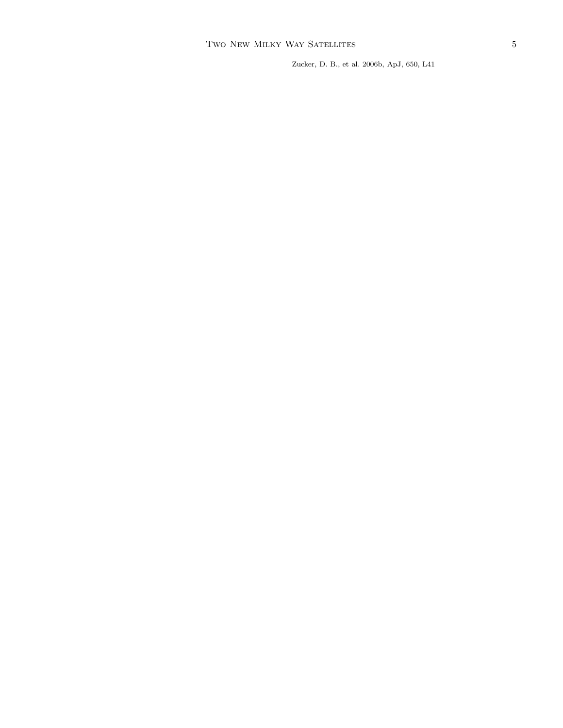Zucker, D. B., et al. 2006b, ApJ, 650, L41